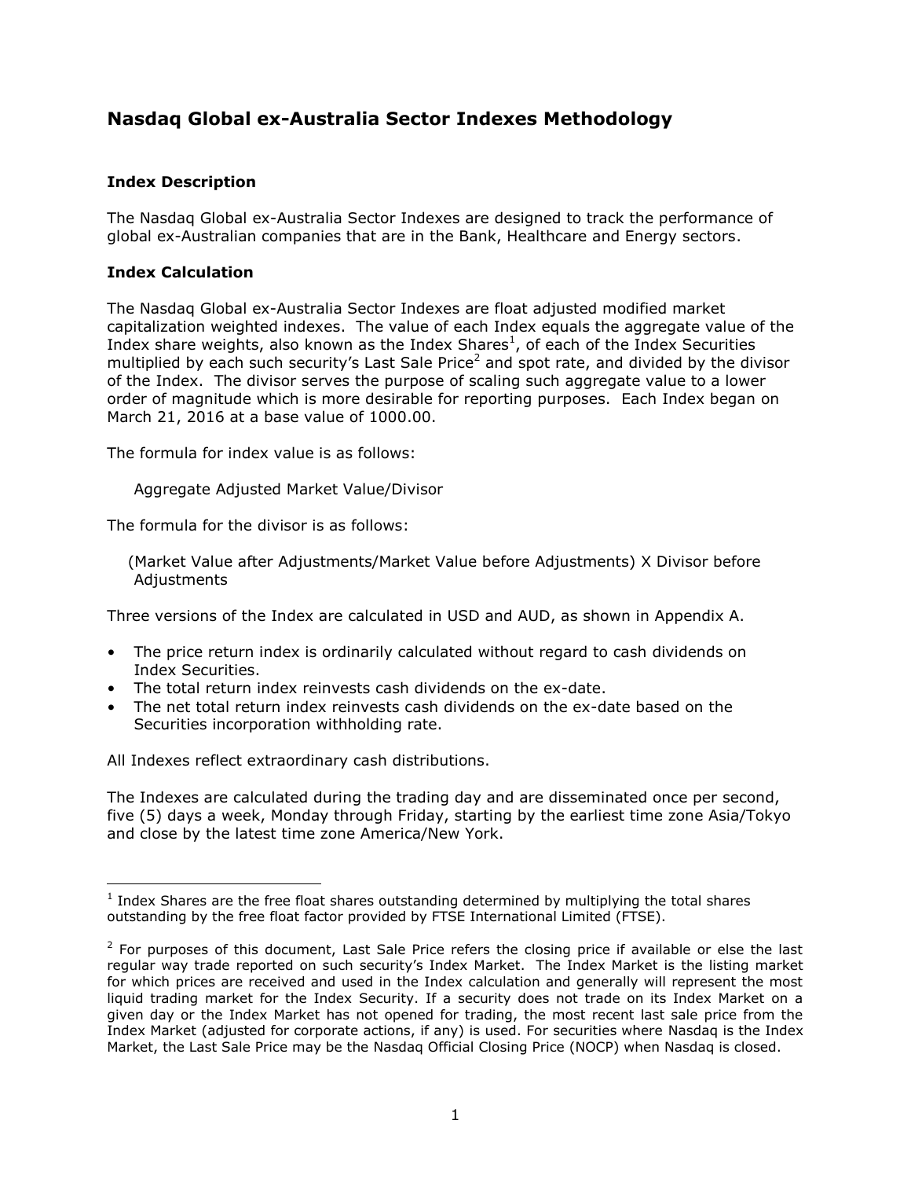# Nasdaq Global ex-Australia Sector Indexes Methodology

## Index Description

The Nasdaq Global ex-Australia Sector Indexes are designed to track the performance of global ex-Australian companies that are in the Bank, Healthcare and Energy sectors.

## Index Calculation

The Nasdaq Global ex-Australia Sector Indexes are float adjusted modified market capitalization weighted indexes. The value of each Index equals the aggregate value of the Index share weights, also known as the Index Shares[1], of each of the Index Securities multiplied by each such security's Last Sale Price[2] and spot rate, and divided by the divisor of the Index. The divisor serves the purpose of scaling such aggregate value to a lower order of magnitude which is more desirable for reporting purposes. Each Index began on March 21, 2016 at a base value of 1000.00.

The formula for index value is as follows:

Aggregate Adjusted Market Value/Divisor

The formula for the divisor is as follows:

(Market Value after Adjustments/Market Value before Adjustments) X Divisor before Adjustments

Three versions of the Index are calculated in USD and AUD, as shown in Appendix A.

- The price return index is ordinarily calculated without regard to cash dividends on Index Securities.
- The total return index reinvests cash dividends on the ex-date.
- The net total return index reinvests cash dividends on the ex-date based on the Securities incorporation withholding rate.

All Indexes reflect extraordinary cash distributions.

The Indexes are calculated during the trading day and are disseminated once per second, five (5) days a week, Monday through Friday, starting by the earliest time zone Asia/Tokyo and close by the latest time zone America/New York.

---

[1] Index Shares are the free float shares outstanding determined by multiplying the total shares outstanding by the free float factor provided by FTSE International Limited (FTSE).

[2] For purposes of this document, Last Sale Price refers the closing price if available or else the last regular way trade reported on such security's Index Market. The Index Market is the listing market for which prices are received and used in the Index calculation and generally will represent the most liquid trading market for the Index Security. If a security does not trade on its Index Market on a given day or the Index Market has not opened for trading, the most recent last sale price from the Index Market (adjusted for corporate actions, if any) is used. For securities where Nasdaq is the Index Market, the Last Sale Price may be the Nasdaq Official Closing Price (NOCP) when Nasdaq is closed.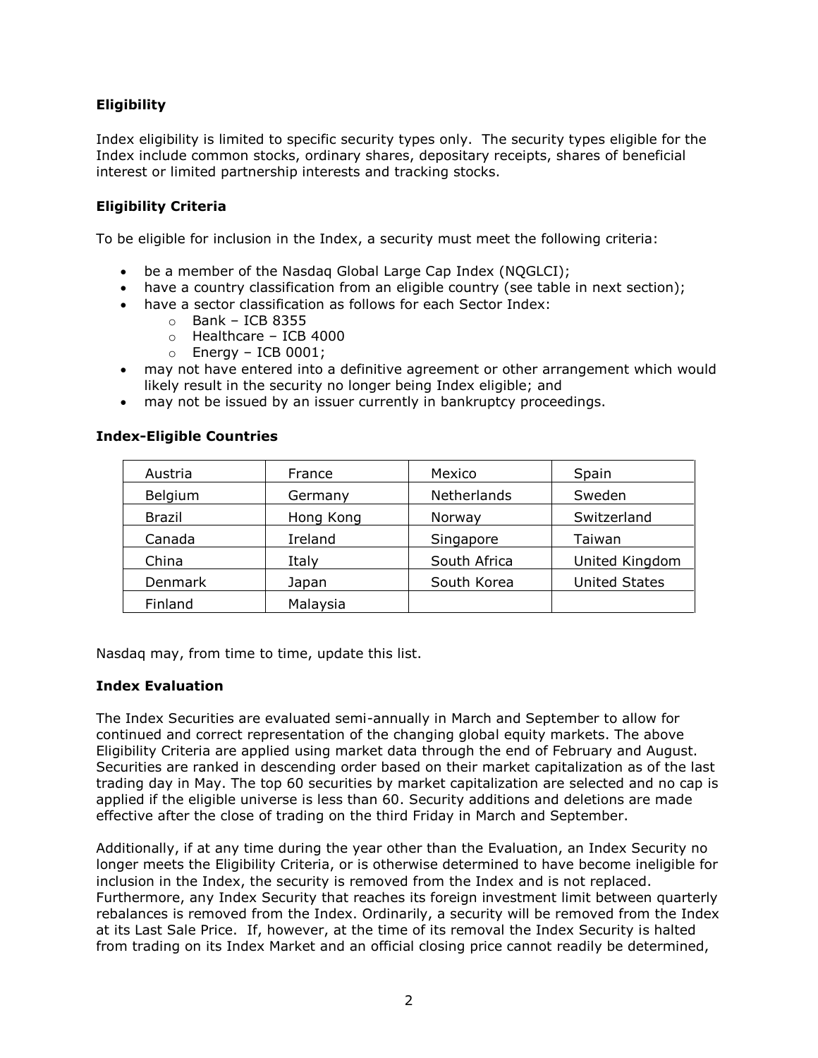**Eligibility**

Index eligibility is limited to specific security types only. The security types eligible for the Index include common stocks, ordinary shares, depositary receipts, shares of beneficial interest or limited partnership interests and tracking stocks.

**Eligibility Criteria**

To be eligible for inclusion in the Index, a security must meet the following criteria:

- be a member of the Nasdaq Global Large Cap Index (NQGLCI);
- have a country classification from an eligible country (see table in next section);
- have a sector classification as follows for each Sector Index:
  - Bank – ICB 8355
  - Healthcare – ICB 4000
  - Energy – ICB 0001;
- may not have entered into a definitive agreement or other arrangement which would likely result in the security no longer being Index eligible; and
- may not be issued by an issuer currently in bankruptcy proceedings.

**Index-Eligible Countries**

| | | | |
|---|---|---|---|
| Austria | France | Mexico | Spain |
| Belgium | Germany | Netherlands | Sweden |
| Brazil | Hong Kong | Norway | Switzerland |
| Canada | Ireland | Singapore | Taiwan |
| China | Italy | South Africa | United Kingdom |
| Denmark | Japan | South Korea | United States |
| Finland | Malaysia | | |

Nasdaq may, from time to time, update this list.

**Index Evaluation**

The Index Securities are evaluated semi-annually in March and September to allow for continued and correct representation of the changing global equity markets. The above Eligibility Criteria are applied using market data through the end of February and August. Securities are ranked in descending order based on their market capitalization as of the last trading day in May. The top 60 securities by market capitalization are selected and no cap is applied if the eligible universe is less than 60. Security additions and deletions are made effective after the close of trading on the third Friday in March and September.

Additionally, if at any time during the year other than the Evaluation, an Index Security no longer meets the Eligibility Criteria, or is otherwise determined to have become ineligible for inclusion in the Index, the security is removed from the Index and is not replaced. Furthermore, any Index Security that reaches its foreign investment limit between quarterly rebalances is removed from the Index. Ordinarily, a security will be removed from the Index at its Last Sale Price. If, however, at the time of its removal the Index Security is halted from trading on its Index Market and an official closing price cannot readily be determined,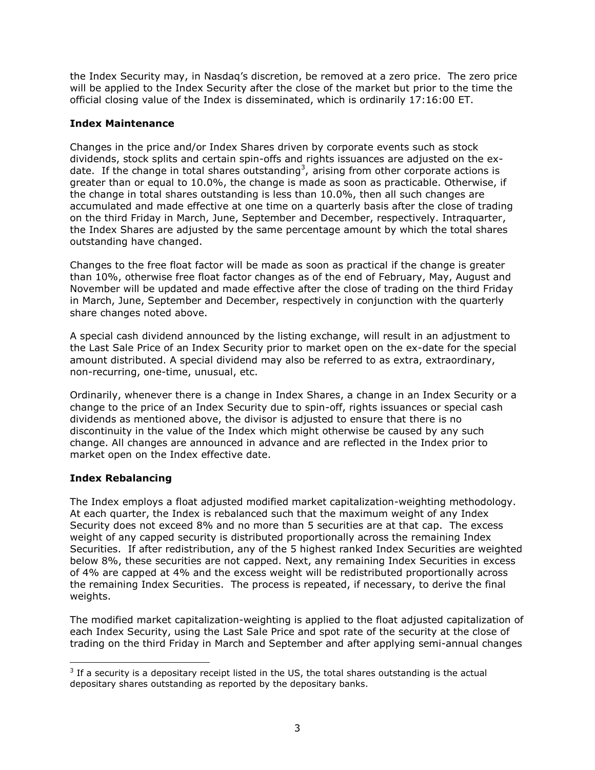the Index Security may, in Nasdaq's discretion, be removed at a zero price. The zero price will be applied to the Index Security after the close of the market but prior to the time the official closing value of the Index is disseminated, which is ordinarily 17:16:00 ET.

**Index Maintenance**

Changes in the price and/or Index Shares driven by corporate events such as stock dividends, stock splits and certain spin-offs and rights issuances are adjusted on the ex-date. If the change in total shares outstanding[3], arising from other corporate actions is greater than or equal to 10.0%, the change is made as soon as practicable. Otherwise, if the change in total shares outstanding is less than 10.0%, then all such changes are accumulated and made effective at one time on a quarterly basis after the close of trading on the third Friday in March, June, September and December, respectively. Intraquarter, the Index Shares are adjusted by the same percentage amount by which the total shares outstanding have changed.

Changes to the free float factor will be made as soon as practical if the change is greater than 10%, otherwise free float factor changes as of the end of February, May, August and November will be updated and made effective after the close of trading on the third Friday in March, June, September and December, respectively in conjunction with the quarterly share changes noted above.

A special cash dividend announced by the listing exchange, will result in an adjustment to the Last Sale Price of an Index Security prior to market open on the ex-date for the special amount distributed. A special dividend may also be referred to as extra, extraordinary, non-recurring, one-time, unusual, etc.

Ordinarily, whenever there is a change in Index Shares, a change in an Index Security or a change to the price of an Index Security due to spin-off, rights issuances or special cash dividends as mentioned above, the divisor is adjusted to ensure that there is no discontinuity in the value of the Index which might otherwise be caused by any such change. All changes are announced in advance and are reflected in the Index prior to market open on the Index effective date.

**Index Rebalancing**

The Index employs a float adjusted modified market capitalization-weighting methodology. At each quarter, the Index is rebalanced such that the maximum weight of any Index Security does not exceed 8% and no more than 5 securities are at that cap. The excess weight of any capped security is distributed proportionally across the remaining Index Securities. If after redistribution, any of the 5 highest ranked Index Securities are weighted below 8%, these securities are not capped. Next, any remaining Index Securities in excess of 4% are capped at 4% and the excess weight will be redistributed proportionally across the remaining Index Securities. The process is repeated, if necessary, to derive the final weights.

The modified market capitalization-weighting is applied to the float adjusted capitalization of each Index Security, using the Last Sale Price and spot rate of the security at the close of trading on the third Friday in March and September and after applying semi-annual changes

[3] If a security is a depositary receipt listed in the US, the total shares outstanding is the actual depositary shares outstanding as reported by the depositary banks.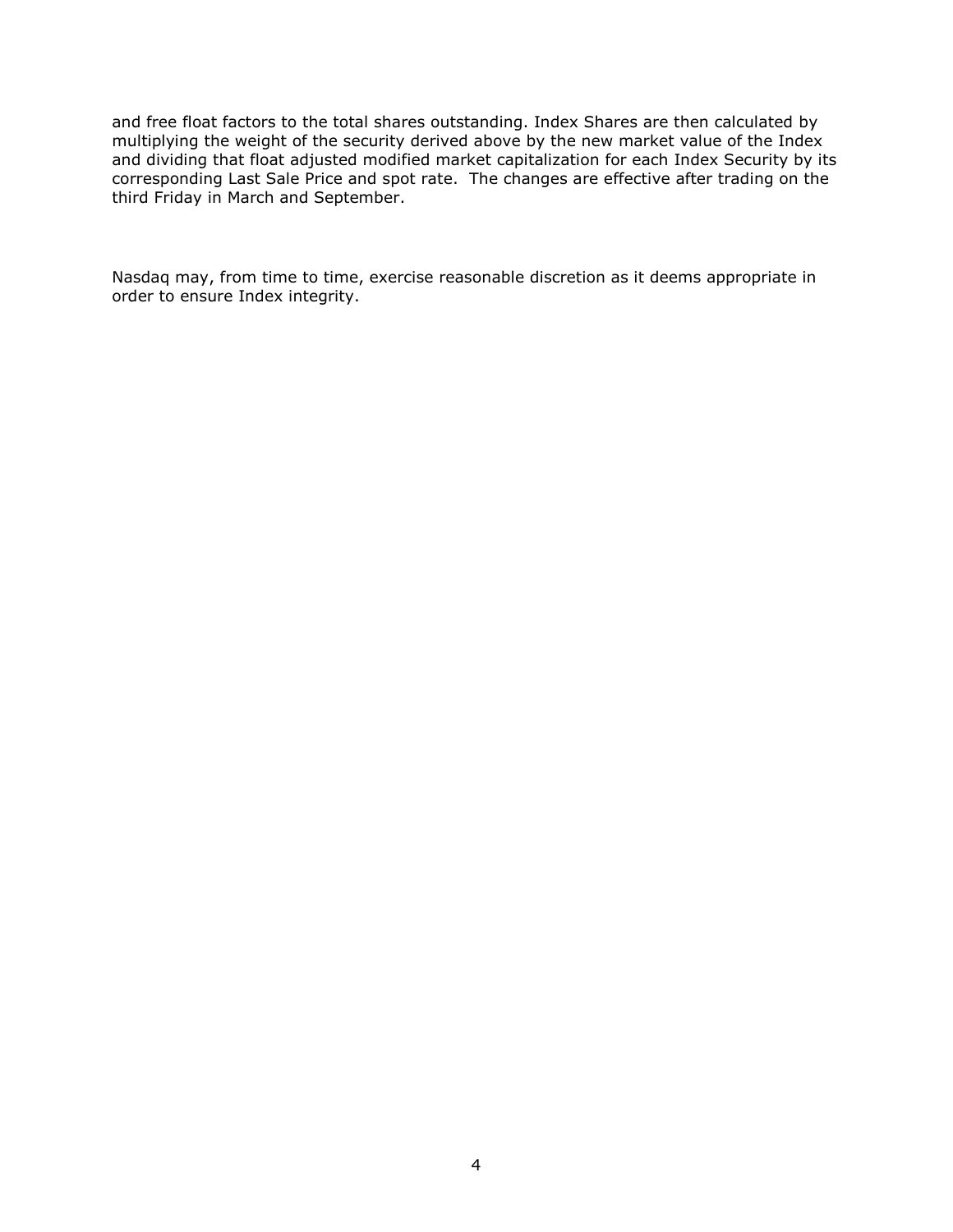and free float factors to the total shares outstanding. Index Shares are then calculated by multiplying the weight of the security derived above by the new market value of the Index and dividing that float adjusted modified market capitalization for each Index Security by its corresponding Last Sale Price and spot rate. The changes are effective after trading on the third Friday in March and September.

Nasdaq may, from time to time, exercise reasonable discretion as it deems appropriate in order to ensure Index integrity.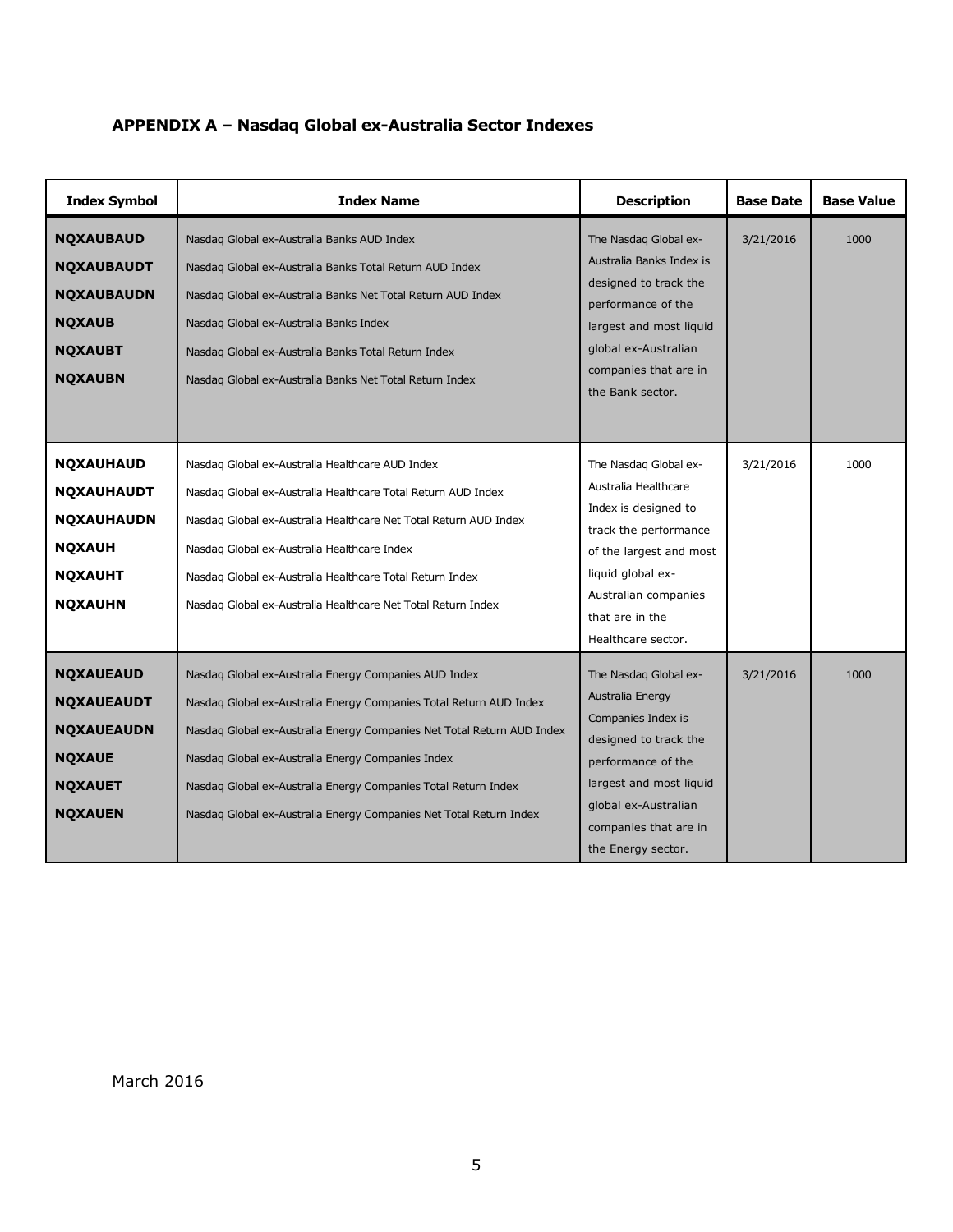## APPENDIX A – Nasdaq Global ex-Australia Sector Indexes

| Index Symbol | Index Name | Description | Base Date | Base Value |
|---|---|---|---|---|
| **NQXAUBAUD**<br>**NQXAUBAUDT**<br>**NQXAUBAUDN**<br>**NQXAUB**<br>**NQXAUBT**<br>**NQXAUBN** | Nasdaq Global ex-Australia Banks AUD Index<br>Nasdaq Global ex-Australia Banks Total Return AUD Index<br>Nasdaq Global ex-Australia Banks Net Total Return AUD Index<br>Nasdaq Global ex-Australia Banks Index<br>Nasdaq Global ex-Australia Banks Total Return Index<br>Nasdaq Global ex-Australia Banks Net Total Return Index | The Nasdaq Global ex-Australia Banks Index is designed to track the performance of the largest and most liquid global ex-Australian companies that are in the Bank sector. | 3/21/2016 | 1000 |
| **NQXAUHAUD**<br>**NQXAUHAUDT**<br>**NQXAUHAUDN**<br>**NQXAUH**<br>**NQXAUHT**<br>**NQXAUHN** | Nasdaq Global ex-Australia Healthcare AUD Index<br>Nasdaq Global ex-Australia Healthcare Total Return AUD Index<br>Nasdaq Global ex-Australia Healthcare Net Total Return AUD Index<br>Nasdaq Global ex-Australia Healthcare Index<br>Nasdaq Global ex-Australia Healthcare Total Return Index<br>Nasdaq Global ex-Australia Healthcare Net Total Return Index | The Nasdaq Global ex-Australia Healthcare Index is designed to track the performance of the largest and most liquid global ex-Australian companies that are in the Healthcare sector. | 3/21/2016 | 1000 |
| **NQXAUEAUD**<br>**NQXAUEAUDT**<br>**NQXAUEAUDN**<br>**NQXAUE**<br>**NQXAUET**<br>**NQXAUEN** | Nasdaq Global ex-Australia Energy Companies AUD Index<br>Nasdaq Global ex-Australia Energy Companies Total Return AUD Index<br>Nasdaq Global ex-Australia Energy Companies Net Total Return AUD Index<br>Nasdaq Global ex-Australia Energy Companies Index<br>Nasdaq Global ex-Australia Energy Companies Total Return Index<br>Nasdaq Global ex-Australia Energy Companies Net Total Return Index | The Nasdaq Global ex-Australia Energy Companies Index is designed to track the performance of the largest and most liquid global ex-Australian companies that are in the Energy sector. | 3/21/2016 | 1000 |

March 2016